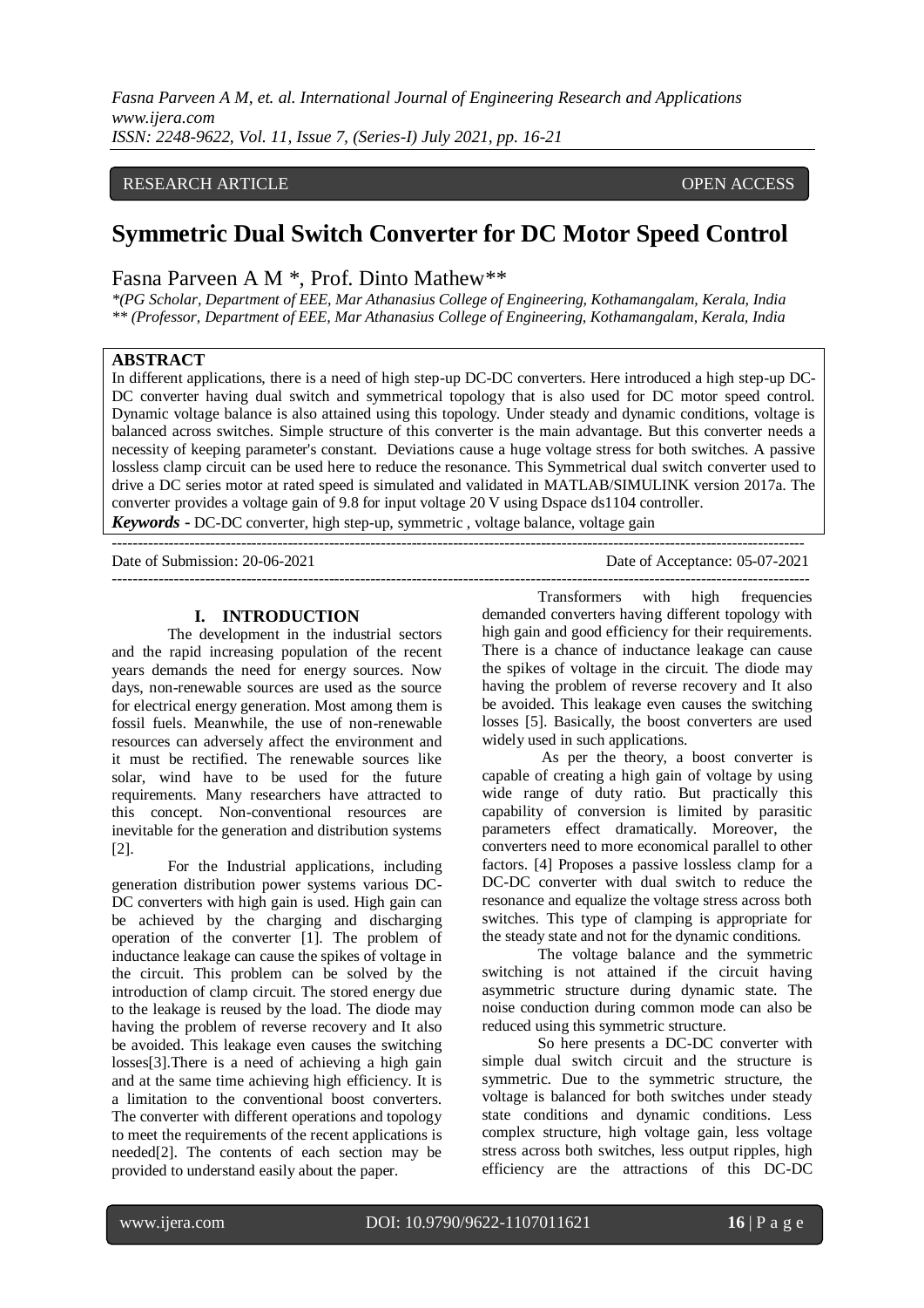RESEARCH ARTICLE | OPEN ACCESS

# Symmetric Dual Switch Converter for DC Motor Speed Control

Fasna Parveen A M *, Prof. Dinto Mathew**

*(PG Scholar, Department of EEE, Mar Athanasius College of Engineering, Kothamangalam, Kerala, India

** (Professor, Department of EEE, Mar Athanasius College of Engineering, Kothamangalam, Kerala, India

## ABSTRACT

In different applications, there is a need of high step-up DC-DC converters. Here introduced a high step-up DC-DC converter having dual switch and symmetrical topology that is also used for DC motor speed control. Dynamic voltage balance is also attained using this topology. Under steady and dynamic conditions, voltage is balanced across switches. Simple structure of this converter is the main advantage. But this converter needs a necessity of keeping parameter's constant. Deviations cause a huge voltage stress for both switches. A passive lossless clamp circuit can be used here to reduce the resonance. This Symmetrical dual switch converter used to drive a DC series motor at rated speed is simulated and validated in MATLAB/SIMULINK version 2017a. The converter provides a voltage gain of 9.8 for input voltage 20 V using Dspace ds1104 controller.

***Keywords*** **-** DC-DC converter, high step-up, symmetric , voltage balance, voltage gain

---

Date of Submission: 20-06-2021 Date of Acceptance: 05-07-2021

---

## I. INTRODUCTION

The development in the industrial sectors and the rapid increasing population of the recent years demands the need for energy sources. Now days, non-renewable sources are used as the source for electrical energy generation. Most among them is fossil fuels. Meanwhile, the use of non-renewable resources can adversely affect the environment and it must be rectified. The renewable sources like solar, wind have to be used for the future requirements. Many researchers have attracted to this concept. Non-conventional resources are inevitable for the generation and distribution systems [2].

For the Industrial applications, including generation distribution power systems various DC-DC converters with high gain is used. High gain can be achieved by the charging and discharging operation of the converter [1]. The problem of inductance leakage can cause the spikes of voltage in the circuit. This problem can be solved by the introduction of clamp circuit. The stored energy due to the leakage is reused by the load. The diode may having the problem of reverse recovery and It also be avoided. This leakage even causes the switching losses[3].There is a need of achieving a high gain and at the same time achieving high efficiency. It is a limitation to the conventional boost converters. The converter with different operations and topology to meet the requirements of the recent applications is needed[2]. The contents of each section may be provided to understand easily about the paper.

Transformers with high frequencies demanded converters having different topology with high gain and good efficiency for their requirements. There is a chance of inductance leakage can cause the spikes of voltage in the circuit. The diode may having the problem of reverse recovery and It also be avoided. This leakage even causes the switching losses [5]. Basically, the boost converters are used widely used in such applications.

As per the theory, a boost converter is capable of creating a high gain of voltage by using wide range of duty ratio. But practically this capability of conversion is limited by parasitic parameters effect dramatically. Moreover, the converters need to more economical parallel to other factors. [4] Proposes a passive lossless clamp for a DC-DC converter with dual switch to reduce the resonance and equalize the voltage stress across both switches. This type of clamping is appropriate for the steady state and not for the dynamic conditions.

The voltage balance and the symmetric switching is not attained if the circuit having asymmetric structure during dynamic state. The noise conduction during common mode can also be reduced using this symmetric structure.

So here presents a DC-DC converter with simple dual switch circuit and the structure is symmetric. Due to the symmetric structure, the voltage is balanced for both switches under steady state conditions and dynamic conditions. Less complex structure, high voltage gain, less voltage stress across both switches, less output ripples, high efficiency are the attractions of this DC-DC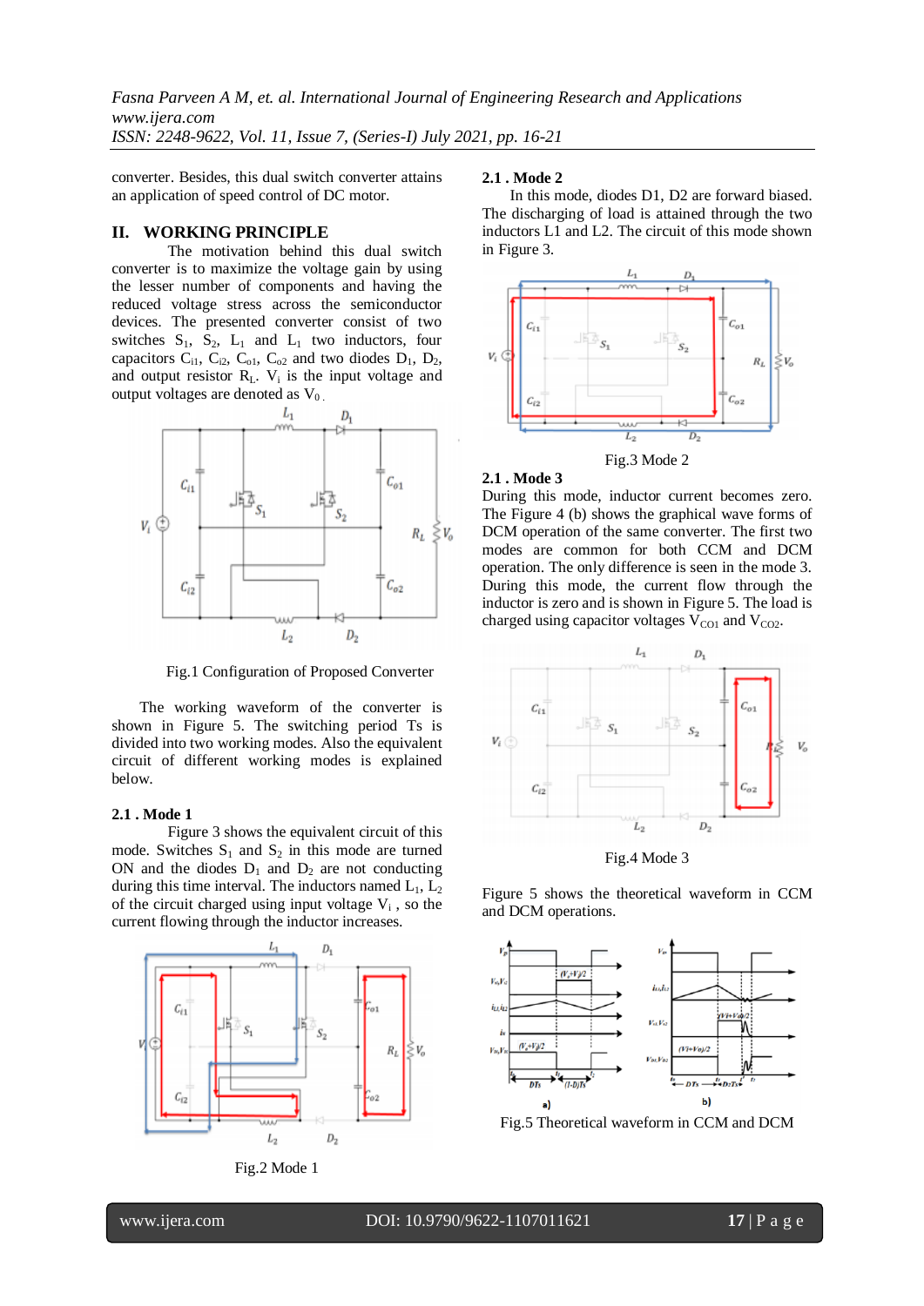converter. Besides, this dual switch converter attains an application of speed control of DC motor.

## II. WORKING PRINCIPLE

The motivation behind this dual switch converter is to maximize the voltage gain by using the lesser number of components and having the reduced voltage stress across the semiconductor devices. The presented converter consist of two switches $S_1$, $S_2$, $L_1$ and $L_1$ two inductors, four capacitors $C_{i1}$, $C_{i2}$, $C_{o1}$, $C_{o2}$ and two diodes $D_1$, $D_2$, and output resistor $R_L$. $V_i$ is the input voltage and output voltages are denoted as $V_0$.

Fig.1 Configuration of Proposed Converter

The working waveform of the converter is shown in Figure 5. The switching period Ts is divided into two working modes. Also the equivalent circuit of different working modes is explained below.

### 2.1 . Mode 1

Figure 3 shows the equivalent circuit of this mode. Switches $S_1$ and $S_2$ in this mode are turned ON and the diodes $D_1$ and $D_2$ are not conducting during this time interval. The inductors named $L_1$, $L_2$ of the circuit charged using input voltage $V_i$ , so the current flowing through the inductor increases.

Fig.2 Mode 1

### 2.1 . Mode 2

In this mode, diodes D1, D2 are forward biased. The discharging of load is attained through the two inductors L1 and L2. The circuit of this mode shown in Figure 3.

Fig.3 Mode 2

### 2.1 . Mode 3

During this mode, inductor current becomes zero. The Figure 4 (b) shows the graphical wave forms of DCM operation of the same converter. The first two modes are common for both CCM and DCM operation. The only difference is seen in the mode 3. During this mode, the current flow through the inductor is zero and is shown in Figure 5. The load is charged using capacitor voltages $V_{CO1}$ and $V_{CO2}$.

Fig.4 Mode 3

Figure 5 shows the theoretical waveform in CCM and DCM operations.

Fig.5 Theoretical waveform in CCM and DCM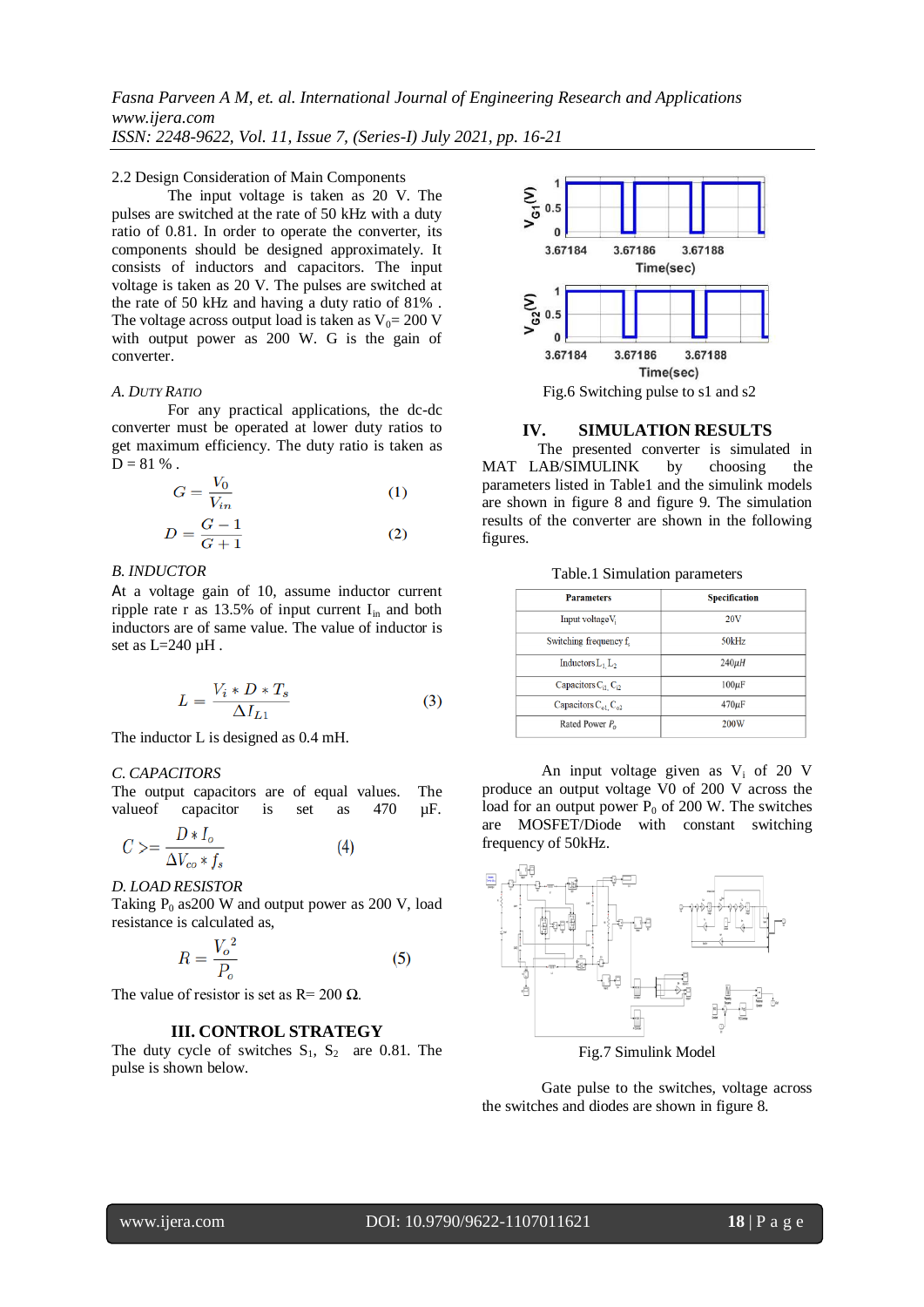2.2 Design Consideration of Main Components

The input voltage is taken as 20 V. The pulses are switched at the rate of 50 kHz with a duty ratio of 0.81. In order to operate the converter, its components should be designed approximately. It consists of inductors and capacitors. The input voltage is taken as 20 V. The pulses are switched at the rate of 50 kHz and having a duty ratio of 81% . The voltage across output load is taken as $V_0$= 200 V with output power as 200 W. G is the gain of converter.

*A. DUTY RATIO*

For any practical applications, the dc-dc converter must be operated at lower duty ratios to get maximum efficiency. The duty ratio is taken as D = 81 % .

$$G = \frac{V_0}{V_{in}} \tag{1}$$

$$D = \frac{G-1}{G+1} \tag{2}$$

*B. INDUCTOR*

At a voltage gain of 10, assume inductor current ripple rate r as 13.5% of input current $I_{in}$ and both inductors are of same value. The value of inductor is set as L=240 µH .

$$L = \frac{V_i * D * T_s}{\Delta I_{L1}} \tag{3}$$

The inductor L is designed as 0.4 mH.

*C. CAPACITORS*

The output capacitors are of equal values. The valueof capacitor is set as 470 µF.

$$C >= \frac{D * I_o}{\Delta V_{co} * f_s} \tag{4}$$

*D. LOAD RESISTOR*

Taking $P_0$ as200 W and output power as 200 V, load resistance is calculated as,

$$R = \frac{V_o^2}{P_o} \tag{5}$$

The value of resistor is set as R= 200 Ω.

## III. CONTROL STRATEGY

The duty cycle of switches $S_1$, $S_2$ are 0.81. The pulse is shown below.

Fig.6 Switching pulse to s1 and s2

## IV. SIMULATION RESULTS

The presented converter is simulated in MAT LAB/SIMULINK by choosing the parameters listed in Table1 and the simulink models are shown in figure 8 and figure 9. The simulation results of the converter are shown in the following figures.

Table.1 Simulation parameters

| Parameters | Specification |
|---|---|
| Input voltage$V_i$ | 20V |
| Switching frequency $f_s$ | 50kHz |
| Inductors $L_1$, $L_2$ | 240$\mu H$ |
| Capacitors $C_{i1}$, $C_{i2}$ | 100$\mu$F |
| Capacitors $C_{o1}$, $C_{o2}$ | 470$\mu$F |
| Rated Power $P_0$ | 200W |

An input voltage given as $V_i$ of 20 V produce an output voltage V0 of 200 V across the load for an output power $P_0$ of 200 W. The switches are MOSFET/Diode with constant switching frequency of 50kHz.

Fig.7 Simulink Model

Gate pulse to the switches, voltage across the switches and diodes are shown in figure 8.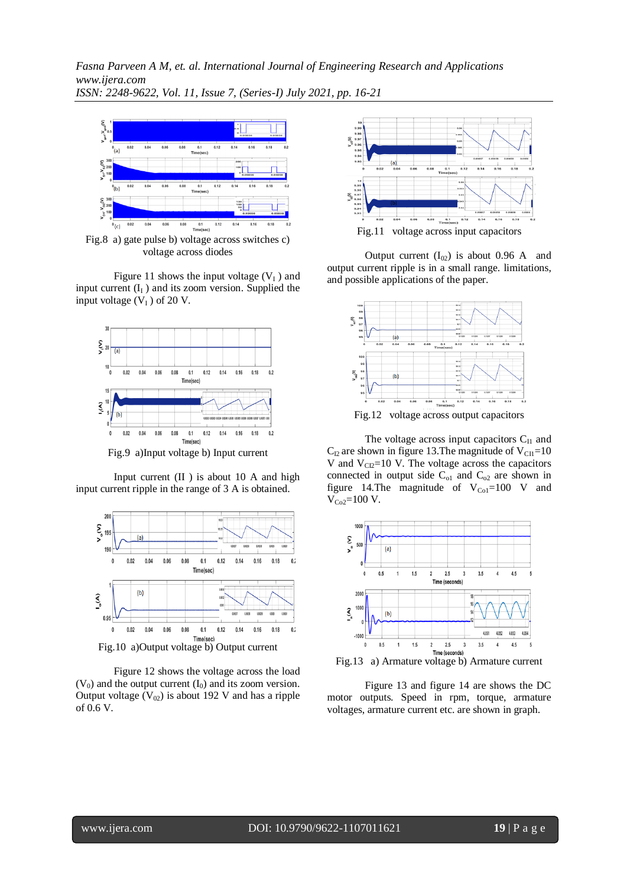Fig.8 a) gate pulse b) voltage across switches c) voltage across diodes

Figure 11 shows the input voltage ($V_I$ ) and input current ($I_I$ ) and its zoom version. Supplied the input voltage ($V_I$ ) of 20 V.

Fig.9 a)Input voltage b) Input current

Input current (II ) is about 10 A and high input current ripple in the range of 3 A is obtained.

Fig.10 a)Output voltage b) Output current

Figure 12 shows the voltage across the load ($V_0$) and the output current ($I_0$) and its zoom version. Output voltage ($V_{02}$) is about 192 V and has a ripple of 0.6 V.

Fig.11 voltage across input capacitors

Output current ($I_{02}$) is about 0.96 A and output current ripple is in a small range. limitations, and possible applications of the paper.

Fig.12 voltage across output capacitors

The voltage across input capacitors $C_{I1}$ and $C_{I2}$ are shown in figure 13.The magnitude of $V_{CI1}$=10 V and $V_{CI2}$=10 V. The voltage across the capacitors connected in output side $C_{o1}$ and $C_{o2}$ are shown in figure 14.The magnitude of $V_{Co1}$=100 V and $V_{Co2}$=100 V.

Fig.13 a) Armature voltage b) Armature current

Figure 13 and figure 14 are shows the DC motor outputs. Speed in rpm, torque, armature voltages, armature current etc. are shown in graph.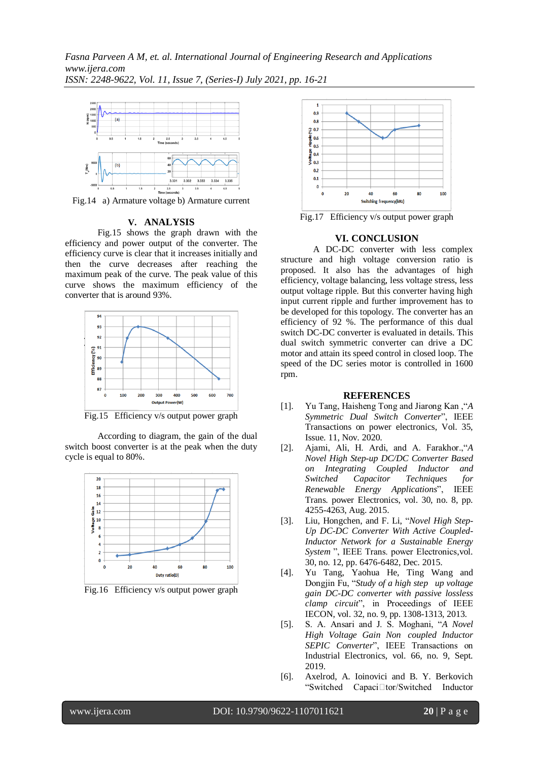Fig.14 a) Armature voltage b) Armature current

## V. ANALYSIS

Fig.15 shows the graph drawn with the efficiency and power output of the converter. The efficiency curve is clear that it increases initially and then the curve decreases after reaching the maximum peak of the curve. The peak value of this curve shows the maximum efficiency of the converter that is around 93%.

Fig.15 Efficiency v/s output power graph

According to diagram, the gain of the dual switch boost converter is at the peak when the duty cycle is equal to 80%.

Fig.16 Efficiency v/s output power graph

Fig.17 Efficiency v/s output power graph

## VI. CONCLUSION

A DC-DC converter with less complex structure and high voltage conversion ratio is proposed. It also has the advantages of high efficiency, voltage balancing, less voltage stress, less output voltage ripple. But this converter having high input current ripple and further improvement has to be developed for this topology. The converter has an efficiency of 92 %. The performance of this dual switch DC-DC converter is evaluated in details. This dual switch symmetric converter can drive a DC motor and attain its speed control in closed loop. The speed of the DC series motor is controlled in 1600 rpm.

## REFERENCES

[1]. Yu Tang, Haisheng Tong and Jiarong Kan ,"*A Symmetric Dual Switch Converter*", IEEE Transactions on power electronics, Vol. 35, Issue. 11, Nov. 2020.

[2]. Ajami, Ali, H. Ardi, and A. Farakhor.,"*A Novel High Step-up DC/DC Converter Based on Integrating Coupled Inductor and Switched Capacitor Techniques for Renewable Energy Applications*", IEEE Trans. power Electronics, vol. 30, no. 8, pp. 4255-4263, Aug. 2015.

[3]. Liu, Hongchen, and F. Li, "*Novel High Step-Up DC-DC Converter With Active Coupled-Inductor Network for a Sustainable Energy System* ", IEEE Trans. power Electronics,vol. 30, no. 12, pp. 6476-6482, Dec. 2015.

[4]. Yu Tang, Yaohua He, Ting Wang and Dongjin Fu, "*Study of a high step up voltage gain DC-DC converter with passive lossless clamp circuit*", in Proceedings of IEEE IECON, vol. 32, no. 9, pp. 1308-1313, 2013.

[5]. S. A. Ansari and J. S. Moghani, "*A Novel High Voltage Gain Non coupled Inductor SEPIC Converter*", IEEE Transactions on Industrial Electronics, vol. 66, no. 9, Sept. 2019.

[6]. Axelrod, A. Ioinovici and B. Y. Berkovich "Switched Capaci□tor/Switched Inductor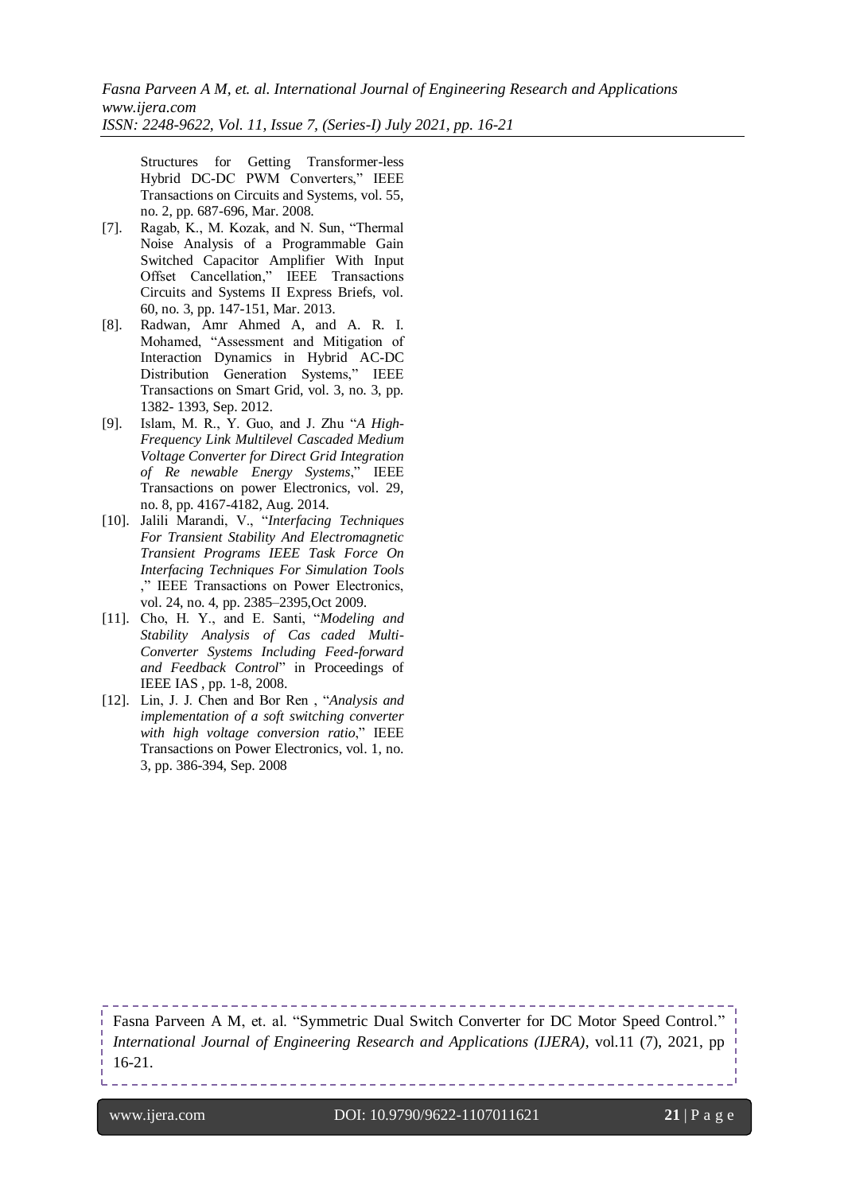Structures for Getting Transformer-less Hybrid DC-DC PWM Converters," IEEE Transactions on Circuits and Systems, vol. 55, no. 2, pp. 687-696, Mar. 2008.

[7]. Ragab, K., M. Kozak, and N. Sun, "Thermal Noise Analysis of a Programmable Gain Switched Capacitor Amplifier With Input Offset Cancellation," IEEE Transactions Circuits and Systems II Express Briefs, vol. 60, no. 3, pp. 147-151, Mar. 2013.

[8]. Radwan, Amr Ahmed A, and A. R. I. Mohamed, "Assessment and Mitigation of Interaction Dynamics in Hybrid AC-DC Distribution Generation Systems," IEEE Transactions on Smart Grid, vol. 3, no. 3, pp. 1382- 1393, Sep. 2012.

[9]. Islam, M. R., Y. Guo, and J. Zhu "*A High-Frequency Link Multilevel Cascaded Medium Voltage Converter for Direct Grid Integration of Re newable Energy Systems*," IEEE Transactions on power Electronics, vol. 29, no. 8, pp. 4167-4182, Aug. 2014.

[10]. Jalili Marandi, V., "*Interfacing Techniques For Transient Stability And Electromagnetic Transient Programs IEEE Task Force On Interfacing Techniques For Simulation Tools* ," IEEE Transactions on Power Electronics, vol. 24, no. 4, pp. 2385–2395,Oct 2009.

[11]. Cho, H. Y., and E. Santi, "*Modeling and Stability Analysis of Cas caded Multi-Converter Systems Including Feed-forward and Feedback Control*" in Proceedings of IEEE IAS , pp. 1-8, 2008.

[12]. Lin, J. J. Chen and Bor Ren , "*Analysis and implementation of a soft switching converter with high voltage conversion ratio*," IEEE Transactions on Power Electronics, vol. 1, no. 3, pp. 386-394, Sep. 2008

Fasna Parveen A M, et. al. "Symmetric Dual Switch Converter for DC Motor Speed Control." *International Journal of Engineering Research and Applications (IJERA)*, vol.11 (7), 2021, pp 16-21.